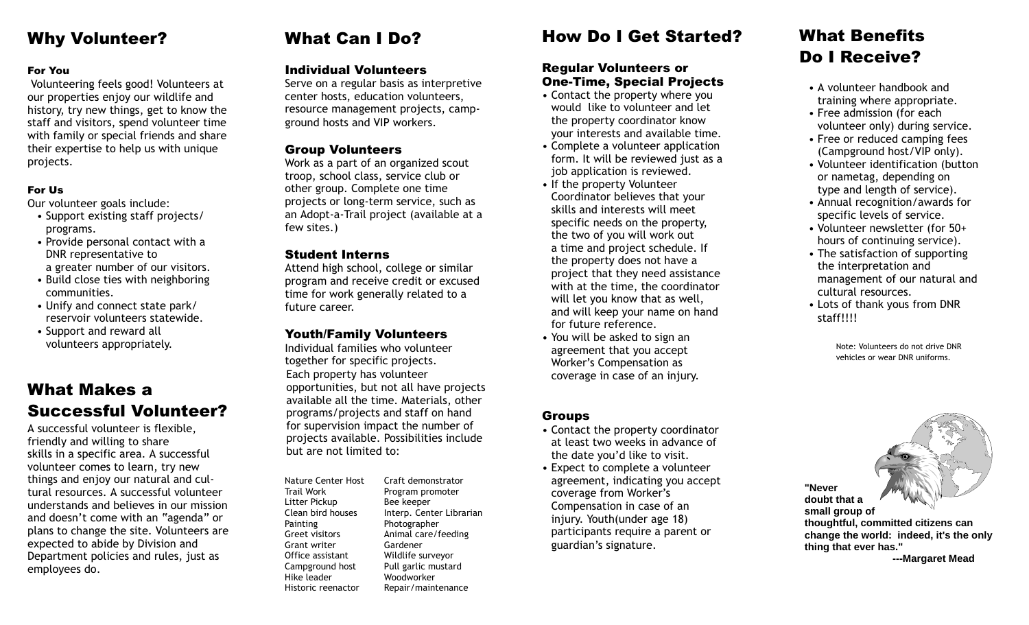## Why Volunteer?

### For You

Volunteering feels good! Volunteers at our properties enjoy our wildlife and history, try new things, get to know the staff and visitors, spend volunteer time with family or special friends and share their expertise to help us with unique projects.

### For Us

Our volunteer goals include:

- Support existing staff projects/ programs.
- Provide personal contact with a DNR representative to a greater number of our visitors.
- Build close ties with neighboring communities.
- Unify and connect state park/ reservoir volunteers statewide.
- Support and reward all volunteers appropriately.

## What Makes a Successful Volunteer?

A successful volunteer is flexible, friendly and willing to share skills in a specific area. A successful volunteer comes to learn, try new things and enjoy our natural and cultural resources. A successful volunteer understands and believes in our mission and doesn't come with an "agenda" or plans to change the site. Volunteers are expected to abide by Division and Department policies and rules, just as employees do.

## What Can I Do?

### Individual Volunteers

Serve on a regular basis as interpretive center hosts, education volunteers, resource management projects, campground hosts and VIP workers.

### Group Volunteers

Work as a part of an organized scout troop, school class, service club or other group. Complete one time projects or long-term service, such as an Adopt-a-Trail project (available at a few sites.)

### Student Interns

Attend high school, college or similar program and receive credit or excused time for work generally related to a future career.

### Youth/Family Volunteers

Individual families who volunteer together for specific projects.

Each property has volunteer opportunities, but not all have projects available all the time. Materials, other programs/projects and staff on hand for supervision impact the number of projects available. Possibilities include but are not limited to:

| | |
|---|---|
| Nature Center Host | Craft demonstrator |
| Trail Work | Program promoter |
| Litter Pickup | Bee keeper |
| Clean bird houses | Interp. Center Librarian |
| Painting | Photographer |
| Greet visitors | Animal care/feeding |
| Grant writer | Gardener |
| Office assistant | Wildlife surveyor |
| Campground host | Pull garlic mustard |
| Hike leader | Woodworker |
| Historic reenactor | Repair/maintenance |

## How Do I Get Started?

### Regular Volunteers or One-Time, Special Projects

- Contact the property where you would like to volunteer and let the property coordinator know your interests and available time.
- Complete a volunteer application form. It will be reviewed just as a job application is reviewed.
- If the property Volunteer Coordinator believes that your skills and interests will meet specific needs on the property, the two of you will work out a time and project schedule. If the property does not have a project that they need assistance with at the time, the coordinator will let you know that as well, and will keep your name on hand for future reference.
- You will be asked to sign an agreement that you accept Worker's Compensation as coverage in case of an injury.

### Groups

- Contact the property coordinator at least two weeks in advance of the date you'd like to visit.
- Expect to complete a volunteer agreement, indicating you accept coverage from Worker's Compensation in case of an injury. Youth(under age 18) participants require a parent or guardian's signature.

## What Benefits Do I Receive?

- A volunteer handbook and training where appropriate.
- Free admission (for each volunteer only) during service.
- Free or reduced camping fees (Campground host/VIP only).
- Volunteer identification (button or nametag, depending on type and length of service).
- Annual recognition/awards for specific levels of service.
- Volunteer newsletter (for 50+ hours of continuing service).
- The satisfaction of supporting the interpretation and management of our natural and cultural resources.
- Lots of thank yous from DNR staff!!!!

Note: Volunteers do not drive DNR vehicles or wear DNR uniforms.

**"Never doubt that a small group of thoughtful, committed citizens can change the world: indeed, it's the only thing that ever has."**

**---Margaret Mead**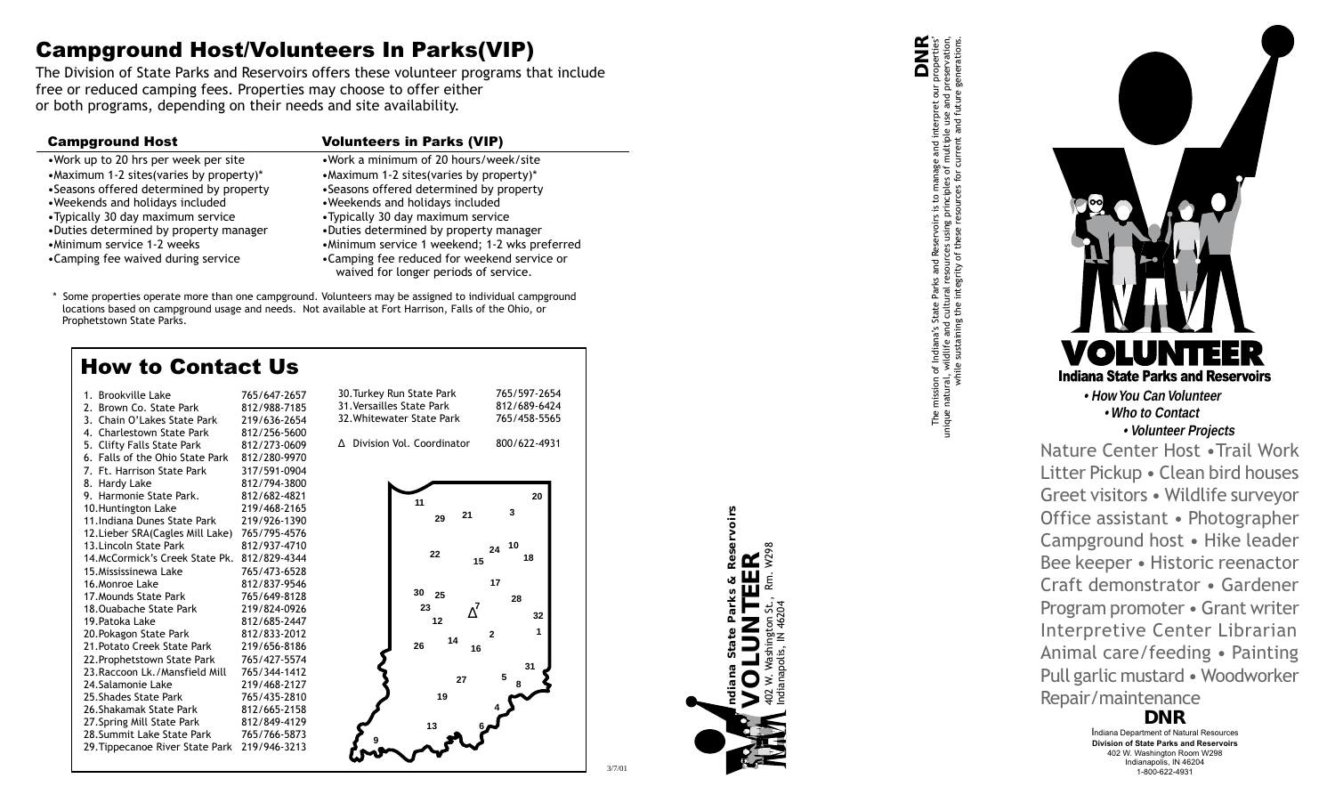# Campground Host/Volunteers In Parks(VIP)

The Division of State Parks and Reservoirs offers these volunteer programs that include free or reduced camping fees. Properties may choose to offer either or both programs, depending on their needs and site availability.

| Campground Host | Volunteers in Parks (VIP) |
|---|---|
| •Work up to 20 hrs per week per site | •Work a minimum of 20 hours/week/site |
| •Maximum 1-2 sites(varies by property)* | •Maximum 1-2 sites(varies by property)* |
| •Seasons offered determined by property | •Seasons offered determined by property |
| •Weekends and holidays included | •Weekends and holidays included |
| •Typically 30 day maximum service | •Typically 30 day maximum service |
| •Duties determined by property manager | •Duties determined by property manager |
| •Minimum service 1-2 weeks | •Minimum service 1 weekend; 1-2 wks preferred |
| •Camping fee waived during service | •Camping fee reduced for weekend service or waived for longer periods of service. |

\* Some properties operate more than one campground. Volunteers may be assigned to individual campground locations based on campground usage and needs. Not available at Fort Harrison, Falls of the Ohio, or Prophetstown State Parks.

## How to Contact Us

| | |
|---|---|
| 1. Brookville Lake | 765/647-2657 |
| 2. Brown Co. State Park | 812/988-7185 |
| 3. Chain O'Lakes State Park | 219/636-2654 |
| 4. Charlestown State Park | 812/256-5600 |
| 5. Clifty Falls State Park | 812/273-0609 |
| 6. Falls of the Ohio State Park | 812/280-9970 |
| 7. Ft. Harrison State Park | 317/591-0904 |
| 8. Hardy Lake | 812/794-3800 |
| 9. Harmonie State Park. | 812/682-4821 |
| 10. Huntington Lake | 219/468-2165 |
| 11. Indiana Dunes State Park | 219/926-1390 |
| 12. Lieber SRA(Cagles Mill Lake) | 765/795-4576 |
| 13. Lincoln State Park | 812/937-4710 |
| 14. McCormick's Creek State Pk. | 812/829-4344 |
| 15. Mississinewa Lake | 765/473-6528 |
| 16. Monroe Lake | 812/837-9546 |
| 17. Mounds State Park | 765/649-8128 |
| 18. Ouabache State Park | 219/824-0926 |
| 19. Patoka Lake | 812/685-2447 |
| 20. Pokagon State Park | 812/833-2012 |
| 21. Potato Creek State Park | 219/656-8186 |
| 22. Prophetstown State Park | 765/427-5574 |
| 23. Raccoon Lk./Mansfield Mill | 765/344-1412 |
| 24. Salamonie Lake | 219/468-2127 |
| 25. Shades State Park | 765/435-2810 |
| 26. Shakamak State Park | 812/665-2158 |
| 27. Spring Mill State Park | 812/849-4129 |
| 28. Summit Lake State Park | 765/766-5873 |
| 29. Tippecanoe River State Park | 219/946-3213 |
| 30. Turkey Run State Park | 765/597-2654 |
| 31. Versailles State Park | 812/689-6424 |
| 32. Whitewater State Park | 765/458-5565 |
| Δ Division Vol. Coordinator | 800/622-4931 |

11 29 21 3 20 22 15 24 10 18 17 30 25 28 23 7 Δ 32 12 1 14 2 26 16 31 27 5 8 19 4 13 6 9

3/7/01

**Indiana State Parks & Reservoirs**
**VOLUNTEER**
402 W. Washington St., Rm. W298
Indianapolis, IN 46204

**DNR**

The mission of Indiana's State Parks and Reservoirs is to manage and interpret our properties' unique natural, wildlife and cultural resources using principles of multiple use and preservation, while sustaining the integrity of these resources for current and future generations.

# VOLUNTEER

## Indiana State Parks and Reservoirs

***• How You Can Volunteer***
***• Who to Contact***
***• Volunteer Projects***

Nature Center Host • Trail Work
Litter Pickup • Clean bird houses
Greet visitors • Wildlife surveyor
Office assistant • Photographer
Campground host • Hike leader
Bee keeper • Historic reenactor
Craft demonstrator • Gardener
Program promoter • Grant writer
Interpretive Center Librarian
Animal care/feeding • Painting
Pull garlic mustard • Woodworker
Repair/maintenance

**DNR**

Indiana Department of Natural Resources
**Division of State Parks and Reservoirs**
402 W. Washington Room W298
Indianapolis, IN 46204
1-800-622-4931